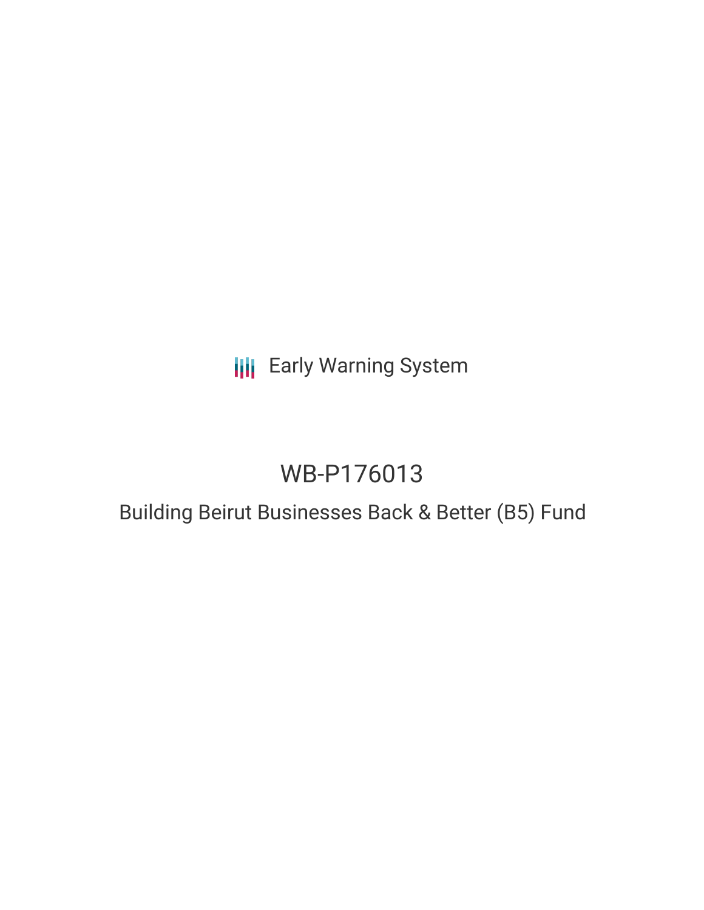Early Warning System

# WB-P176013

## Building Beirut Businesses Back & Better (B5) Fund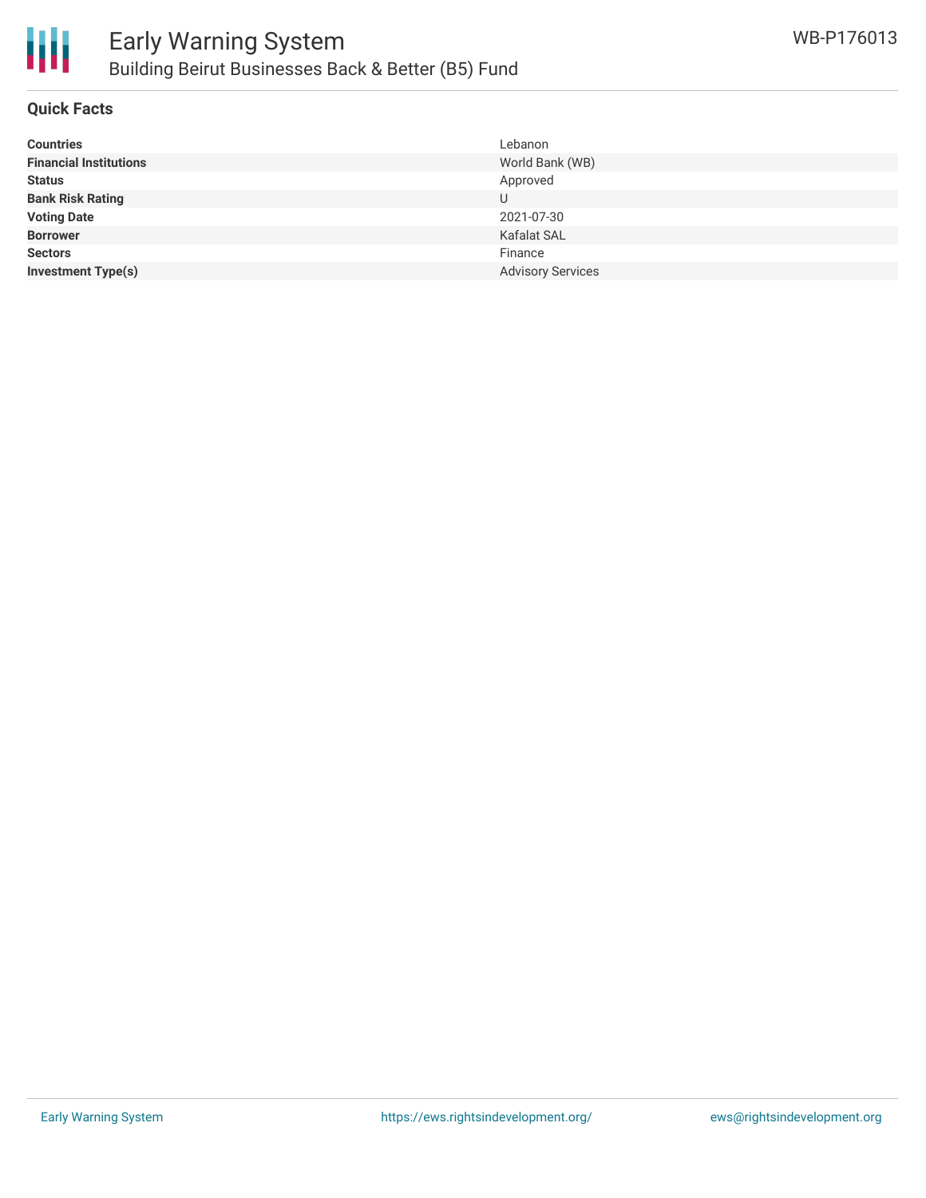# Early Warning System

## Building Beirut Businesses Back & Better (B5) Fund

WB-P176013

### Quick Facts

| | |
|---|---|
| **Countries** | Lebanon |
| **Financial Institutions** | World Bank (WB) |
| **Status** | Approved |
| **Bank Risk Rating** | U |
| **Voting Date** | 2021-07-30 |
| **Borrower** | Kafalat SAL |
| **Sectors** | Finance |
| **Investment Type(s)** | Advisory Services |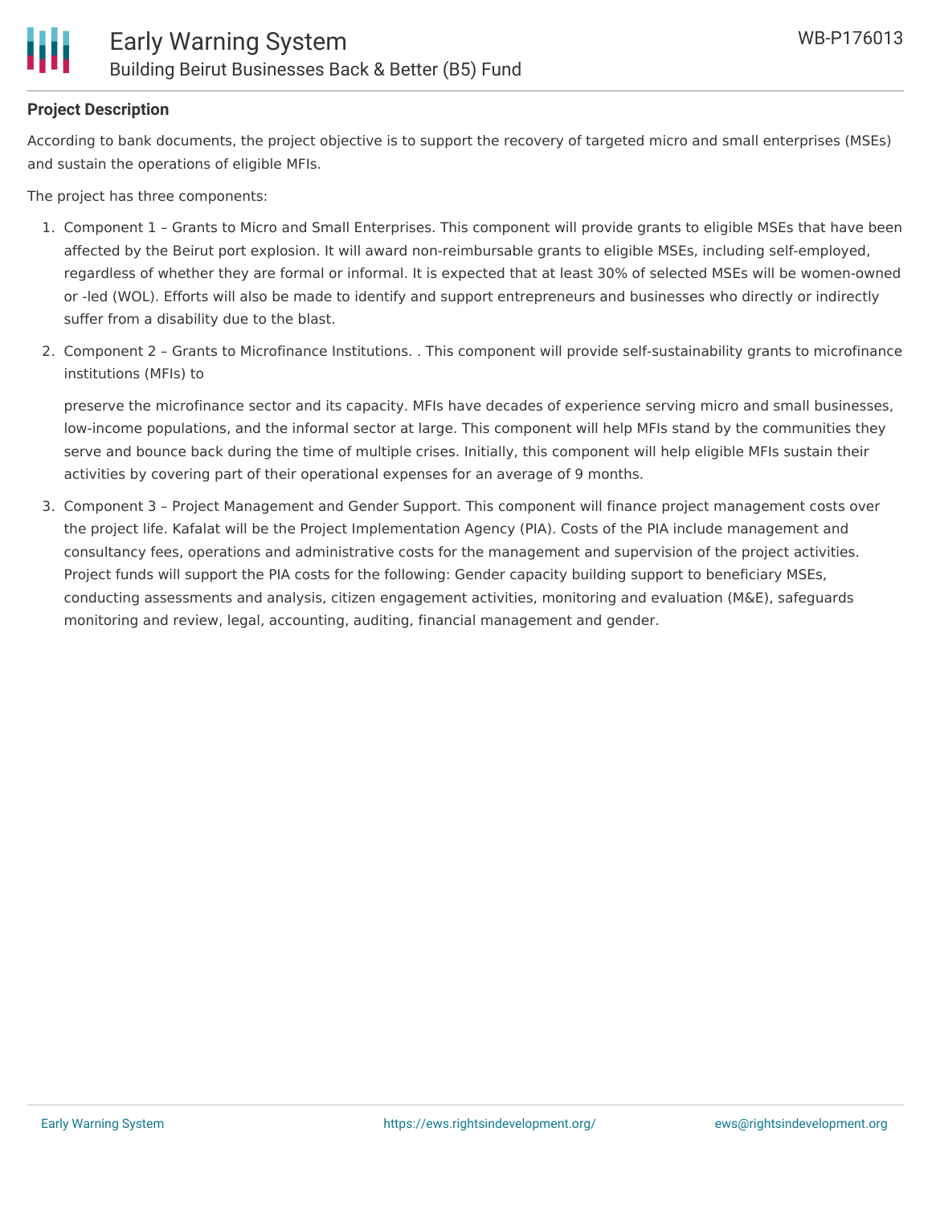**Project Description**

According to bank documents, the project objective is to support the recovery of targeted micro and small enterprises (MSEs) and sustain the operations of eligible MFIs.

The project has three components:

1. Component 1 – Grants to Micro and Small Enterprises. This component will provide grants to eligible MSEs that have been affected by the Beirut port explosion. It will award non-reimbursable grants to eligible MSEs, including self-employed, regardless of whether they are formal or informal. It is expected that at least 30% of selected MSEs will be women-owned or -led (WOL). Efforts will also be made to identify and support entrepreneurs and businesses who directly or indirectly suffer from a disability due to the blast.
2. Component 2 – Grants to Microfinance Institutions. . This component will provide self-sustainability grants to microfinance institutions (MFIs) to

   preserve the microfinance sector and its capacity. MFIs have decades of experience serving micro and small businesses, low-income populations, and the informal sector at large. This component will help MFIs stand by the communities they serve and bounce back during the time of multiple crises. Initially, this component will help eligible MFIs sustain their activities by covering part of their operational expenses for an average of 9 months.
3. Component 3 – Project Management and Gender Support. This component will finance project management costs over the project life. Kafalat will be the Project Implementation Agency (PIA). Costs of the PIA include management and consultancy fees, operations and administrative costs for the management and supervision of the project activities. Project funds will support the PIA costs for the following: Gender capacity building support to beneficiary MSEs, conducting assessments and analysis, citizen engagement activities, monitoring and evaluation (M&E), safeguards monitoring and review, legal, accounting, auditing, financial management and gender.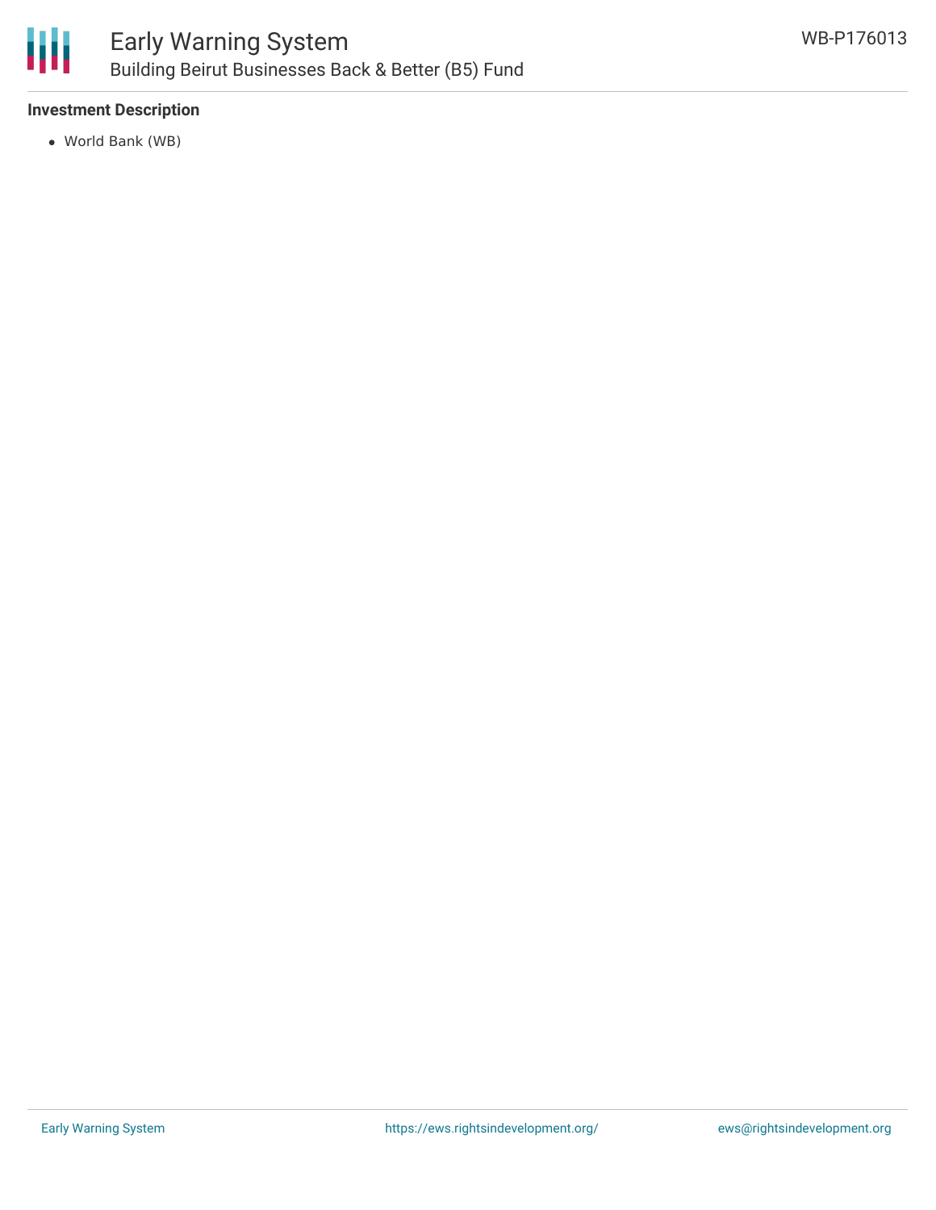### Investment Description

- World Bank (WB)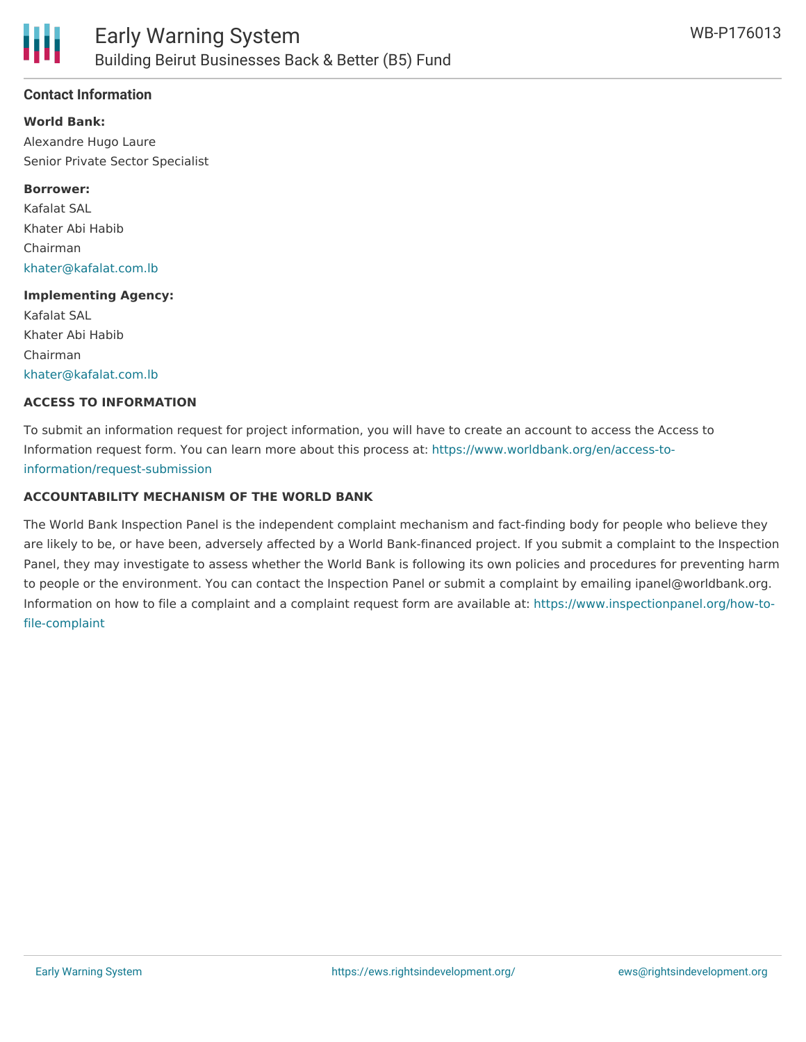## Contact Information

**World Bank:**

Alexandre Hugo Laure
Senior Private Sector Specialist

**Borrower:**

Kafalat SAL
Khater Abi Habib
Chairman
khater@kafalat.com.lb

**Implementing Agency:**

Kafalat SAL
Khater Abi Habib
Chairman
khater@kafalat.com.lb

### ACCESS TO INFORMATION

To submit an information request for project information, you will have to create an account to access the Access to Information request form. You can learn more about this process at: https://www.worldbank.org/en/access-to-information/request-submission

### ACCOUNTABILITY MECHANISM OF THE WORLD BANK

The World Bank Inspection Panel is the independent complaint mechanism and fact-finding body for people who believe they are likely to be, or have been, adversely affected by a World Bank-financed project. If you submit a complaint to the Inspection Panel, they may investigate to assess whether the World Bank is following its own policies and procedures for preventing harm to people or the environment. You can contact the Inspection Panel or submit a complaint by emailing ipanel@worldbank.org. Information on how to file a complaint and a complaint request form are available at: https://www.inspectionpanel.org/how-to-file-complaint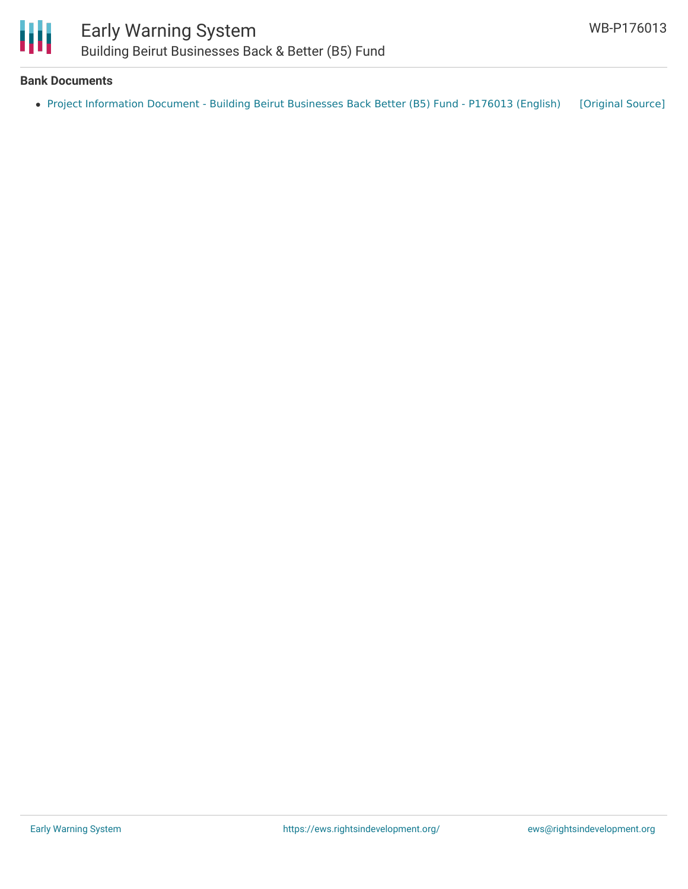**Bank Documents**

- Project Information Document - Building Beirut Businesses Back Better (B5) Fund - P176013 (English) [Original Source]